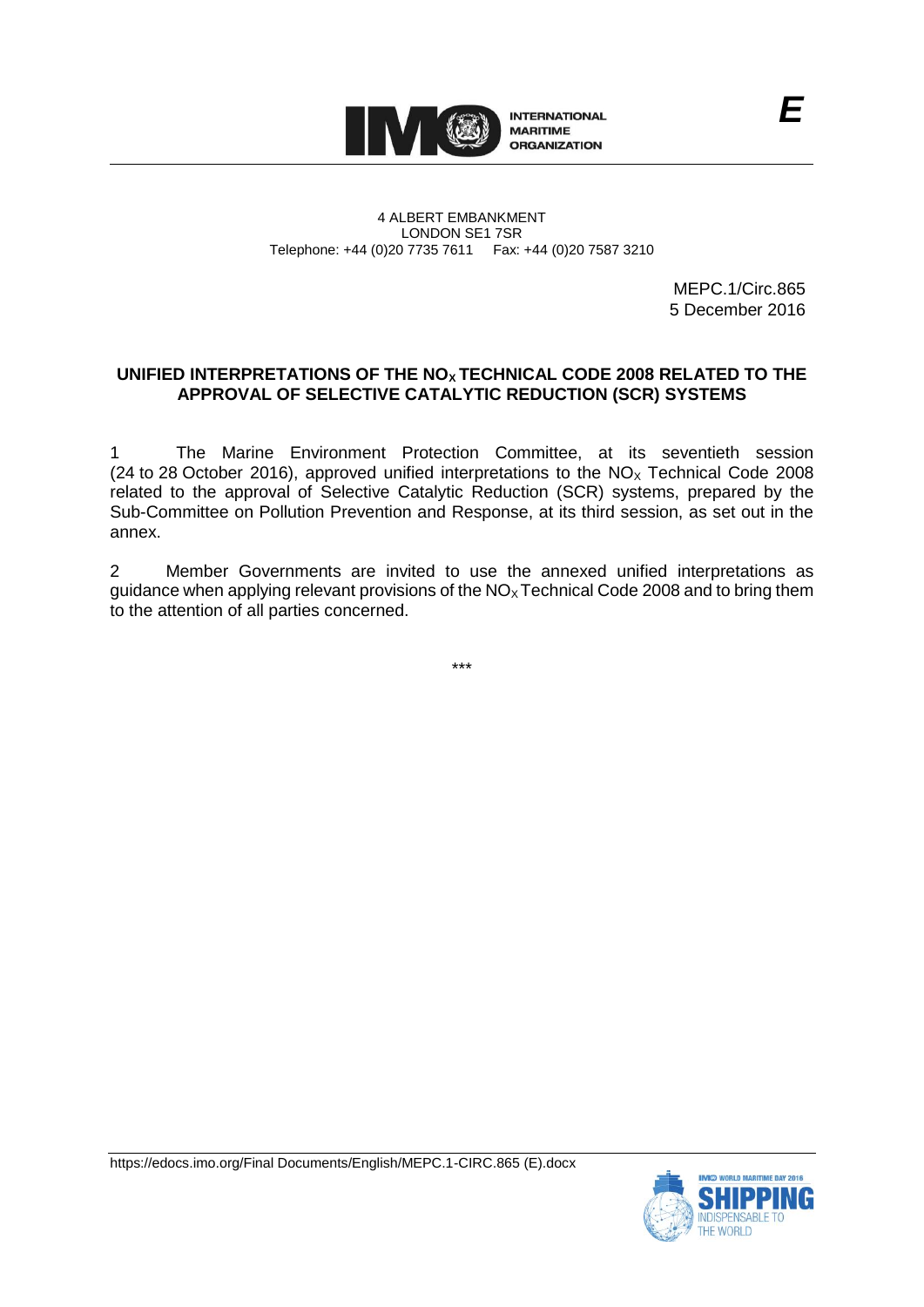E

INTERNATIONAL MARITIME ORGANIZATION

4 ALBERT EMBANKMENT
LONDON SE1 7SR
Telephone: +44 (0)20 7735 7611 Fax: +44 (0)20 7587 3210

MEPC.1/Circ.865
5 December 2016

**UNIFIED INTERPRETATIONS OF THE $NO_X$ TECHNICAL CODE 2008 RELATED TO THE APPROVAL OF SELECTIVE CATALYTIC REDUCTION (SCR) SYSTEMS**

1 The Marine Environment Protection Committee, at its seventieth session (24 to 28 October 2016), approved unified interpretations to the $NO_X$ Technical Code 2008 related to the approval of Selective Catalytic Reduction (SCR) systems, prepared by the Sub-Committee on Pollution Prevention and Response, at its third session, as set out in the annex.

2 Member Governments are invited to use the annexed unified interpretations as guidance when applying relevant provisions of the $NO_X$ Technical Code 2008 and to bring them to the attention of all parties concerned.

\*\*\*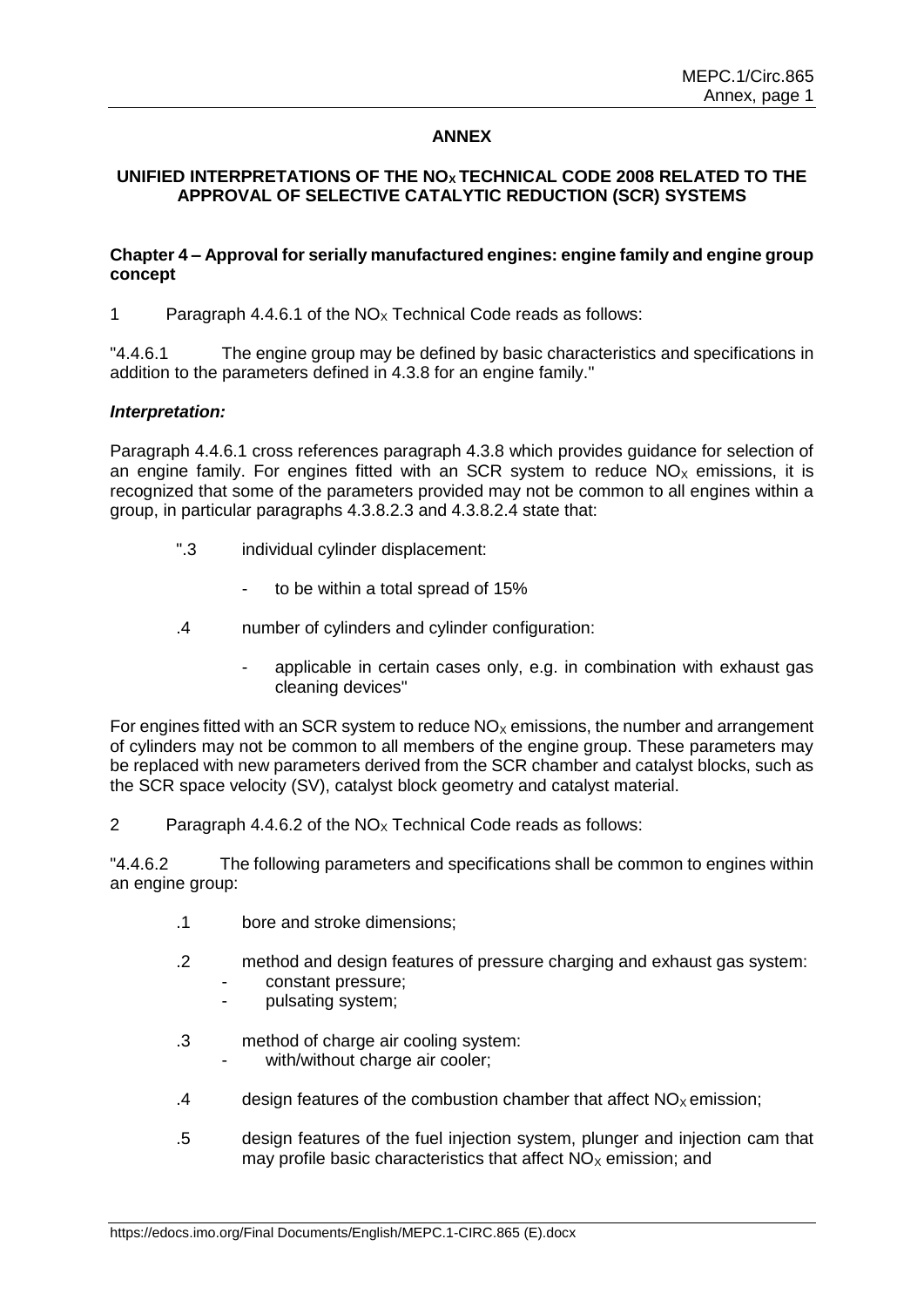**ANNEX**

**UNIFIED INTERPRETATIONS OF THE $NO_X$ TECHNICAL CODE 2008 RELATED TO THE APPROVAL OF SELECTIVE CATALYTIC REDUCTION (SCR) SYSTEMS**

**Chapter 4 – Approval for serially manufactured engines: engine family and engine group concept**

1 Paragraph 4.4.6.1 of the $NO_X$ Technical Code reads as follows:

"4.4.6.1 The engine group may be defined by basic characteristics and specifications in addition to the parameters defined in 4.3.8 for an engine family."

***Interpretation:***

Paragraph 4.4.6.1 cross references paragraph 4.3.8 which provides guidance for selection of an engine family. For engines fitted with an SCR system to reduce $NO_X$ emissions, it is recognized that some of the parameters provided may not be common to all engines within a group, in particular paragraphs 4.3.8.2.3 and 4.3.8.2.4 state that:

> ".3 individual cylinder displacement:
>
> - to be within a total spread of 15%
>
> .4 number of cylinders and cylinder configuration:
>
> - applicable in certain cases only, e.g. in combination with exhaust gas cleaning devices"

For engines fitted with an SCR system to reduce $NO_X$ emissions, the number and arrangement of cylinders may not be common to all members of the engine group. These parameters may be replaced with new parameters derived from the SCR chamber and catalyst blocks, such as the SCR space velocity (SV), catalyst block geometry and catalyst material.

2 Paragraph 4.4.6.2 of the $NO_X$ Technical Code reads as follows:

"4.4.6.2 The following parameters and specifications shall be common to engines within an engine group:

.1 bore and stroke dimensions;

.2 method and design features of pressure charging and exhaust gas system:
- constant pressure;
- pulsating system;

.3 method of charge air cooling system:
- with/without charge air cooler;

.4 design features of the combustion chamber that affect $NO_X$ emission;

.5 design features of the fuel injection system, plunger and injection cam that may profile basic characteristics that affect $NO_X$ emission; and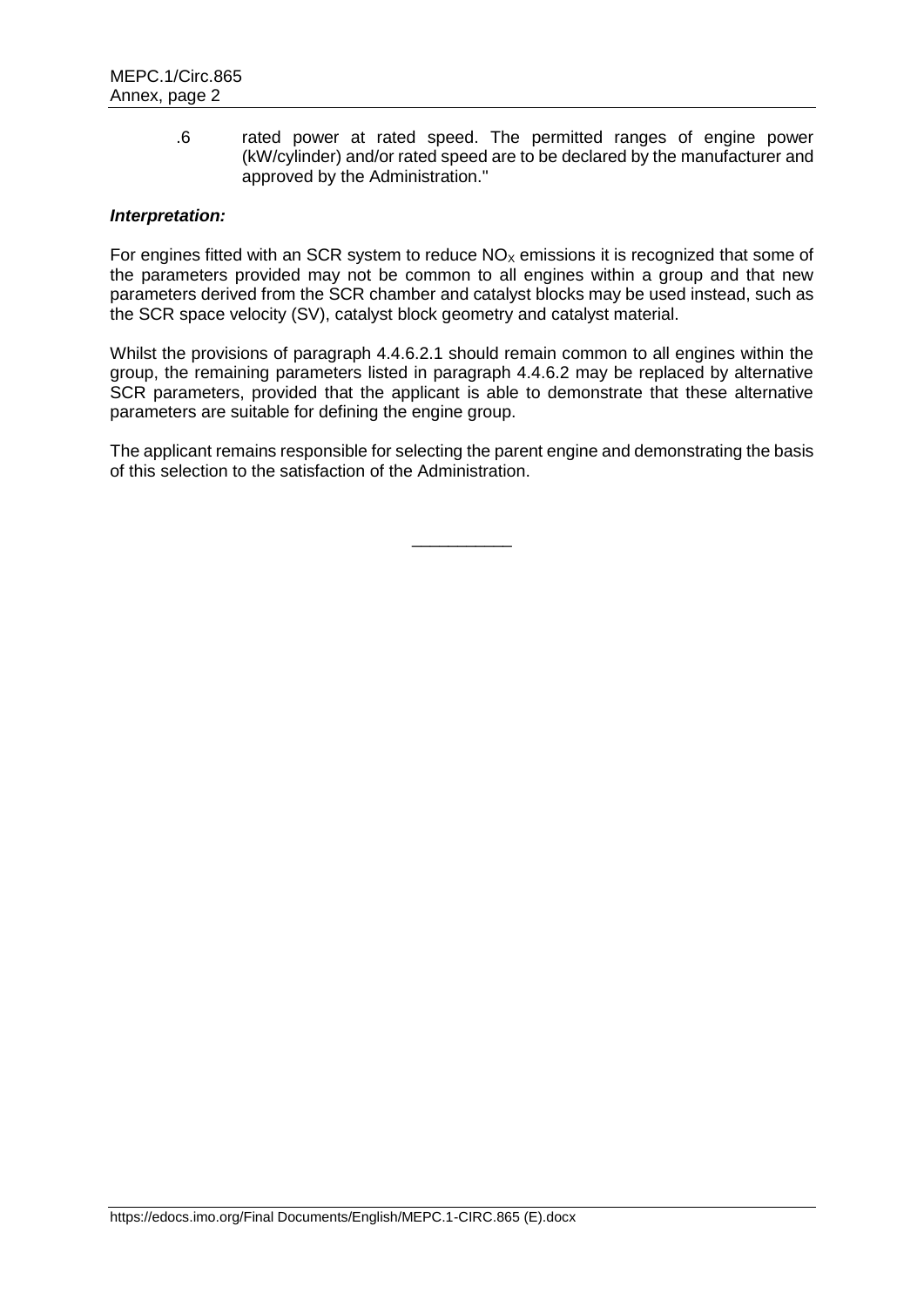.6 rated power at rated speed. The permitted ranges of engine power (kW/cylinder) and/or rated speed are to be declared by the manufacturer and approved by the Administration."

***Interpretation:***

For engines fitted with an SCR system to reduce $NO_X$ emissions it is recognized that some of the parameters provided may not be common to all engines within a group and that new parameters derived from the SCR chamber and catalyst blocks may be used instead, such as the SCR space velocity (SV), catalyst block geometry and catalyst material.

Whilst the provisions of paragraph 4.4.6.2.1 should remain common to all engines within the group, the remaining parameters listed in paragraph 4.4.6.2 may be replaced by alternative SCR parameters, provided that the applicant is able to demonstrate that these alternative parameters are suitable for defining the engine group.

The applicant remains responsible for selecting the parent engine and demonstrating the basis of this selection to the satisfaction of the Administration.

___________